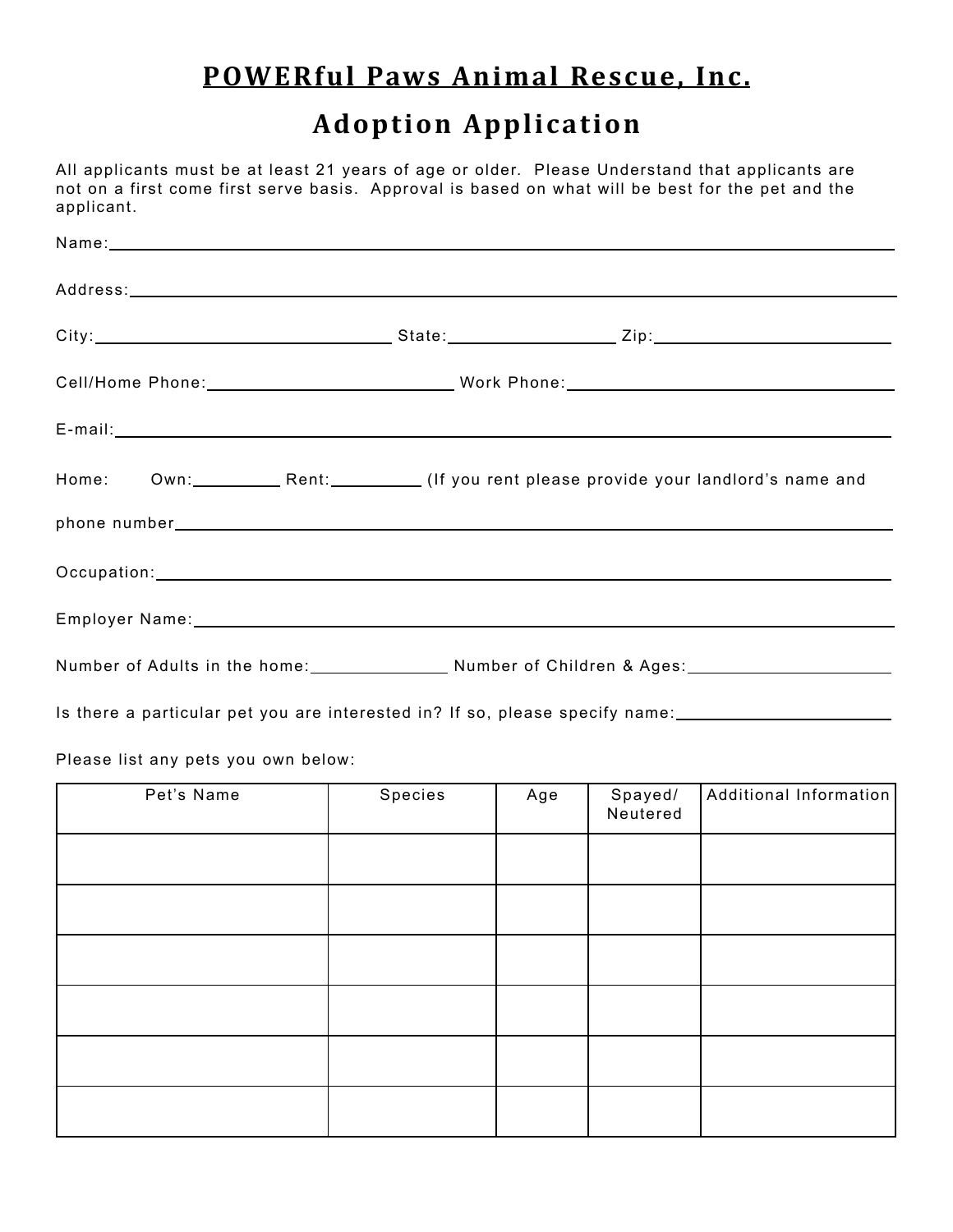# POWERful Paws Animal Rescue, Inc.

## Adoption Application

All applicants must be at least 21 years of age or older. Please Understand that applicants are not on a first come first serve basis. Approval is based on what will be best for the pet and the applicant.

Name:\_\_\_\_\_\_\_\_\_\_\_\_\_\_\_\_\_\_\_\_\_\_\_\_\_\_\_\_\_\_\_\_\_\_\_\_\_\_\_\_

Address:\_\_\_\_\_\_\_\_\_\_\_\_\_\_\_\_\_\_\_\_\_\_\_\_\_\_\_\_\_\_\_\_\_\_\_\_\_\_\_\_

City:\_\_\_\_\_\_\_\_\_\_\_\_\_\_\_\_ State:\_\_\_\_\_\_\_\_\_\_ Zip:\_\_\_\_\_\_\_\_\_\_\_\_\_\_

Cell/Home Phone:\_\_\_\_\_\_\_\_\_\_\_\_\_\_\_\_ Work Phone:\_\_\_\_\_\_\_\_\_\_\_\_\_\_\_\_

E-mail:\_\_\_\_\_\_\_\_\_\_\_\_\_\_\_\_\_\_\_\_\_\_\_\_\_\_\_\_\_\_\_\_\_\_\_\_\_\_\_\_

Home: Own:\_\_\_\_\_\_ Rent:\_\_\_\_\_\_ (If you rent please provide your landlord's name and

phone number\_\_\_\_\_\_\_\_\_\_\_\_\_\_\_\_\_\_\_\_\_\_\_\_\_\_\_\_\_\_\_\_\_\_\_\_\_\_\_\_

Occupation:\_\_\_\_\_\_\_\_\_\_\_\_\_\_\_\_\_\_\_\_\_\_\_\_\_\_\_\_\_\_\_\_\_\_\_\_\_\_\_\_

Employer Name:\_\_\_\_\_\_\_\_\_\_\_\_\_\_\_\_\_\_\_\_\_\_\_\_\_\_\_\_\_\_\_\_\_\_\_\_\_\_\_\_

Number of Adults in the home:\_\_\_\_\_\_\_\_ Number of Children & Ages:\_\_\_\_\_\_\_\_\_\_\_\_

Is there a particular pet you are interested in? If so, please specify name:\_\_\_\_\_\_\_\_\_\_\_\_

Please list any pets you own below:

| Pet's Name | Species | Age | Spayed/ Neutered | Additional Information |
|---|---|---|---|---|
| | | | | |
| | | | | |
| | | | | |
| | | | | |
| | | | | |
| | | | | |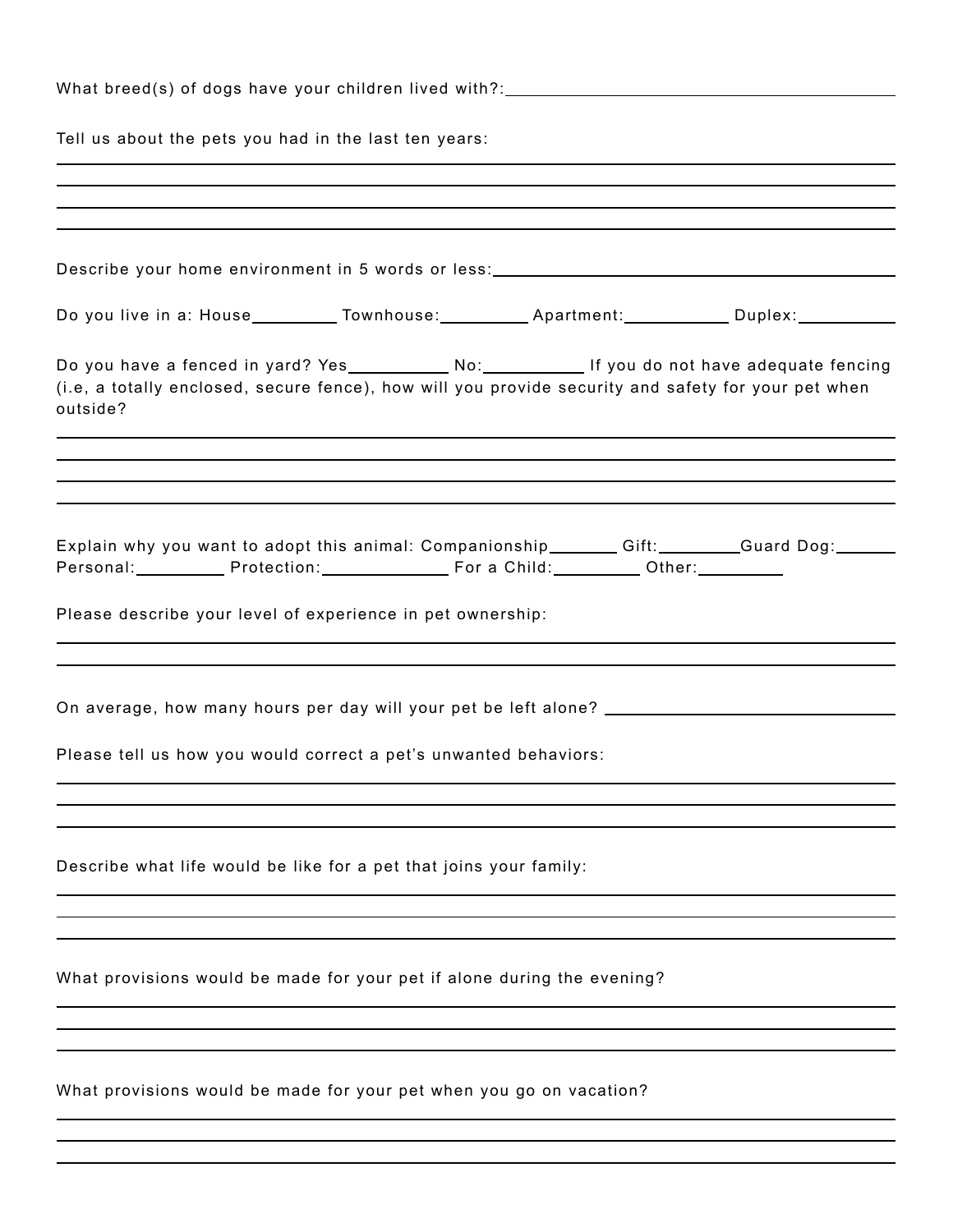What breed(s) of dogs have your children lived with?: ____________________

Tell us about the pets you had in the last ten years:

______________________________________________________________________

______________________________________________________________________

______________________________________________________________________

______________________________________________________________________

Describe your home environment in 5 words or less: ____________________

Do you live in a: House__________ Townhouse:__________ Apartment:__________ Duplex:__________

Do you have a fenced in yard? Yes__________ No:__________ If you do not have adequate fencing (i.e, a totally enclosed, secure fence), how will you provide security and safety for your pet when outside?

______________________________________________________________________

______________________________________________________________________

______________________________________________________________________

______________________________________________________________________

Explain why you want to adopt this animal: Companionship________ Gift:________ Guard Dog:________ Personal:__________ Protection:__________ For a Child:__________ Other:__________

Please describe your level of experience in pet ownership:

______________________________________________________________________

______________________________________________________________________

On average, how many hours per day will your pet be left alone? ____________________

Please tell us how you would correct a pet's unwanted behaviors:

______________________________________________________________________

______________________________________________________________________

______________________________________________________________________

Describe what life would be like for a pet that joins your family:

______________________________________________________________________

______________________________________________________________________

______________________________________________________________________

What provisions would be made for your pet if alone during the evening?

______________________________________________________________________

______________________________________________________________________

______________________________________________________________________

What provisions would be made for your pet when you go on vacation?

______________________________________________________________________

______________________________________________________________________

______________________________________________________________________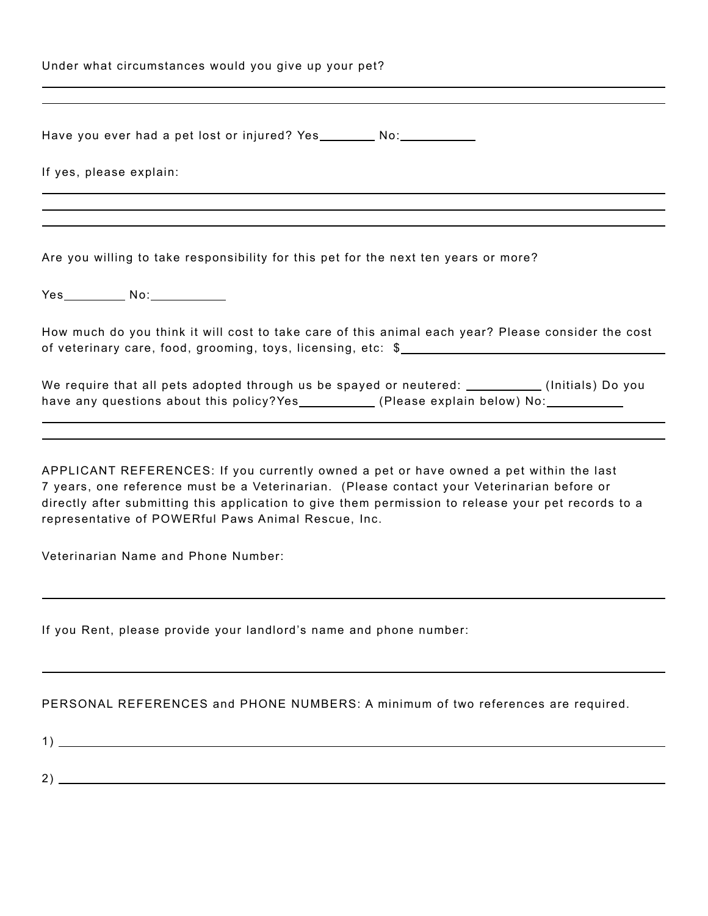Under what circumstances would you give up your pet?

______________________________________________________________________________

______________________________________________________________________________

Have you ever had a pet lost or injured? Yes________ No:___________

If yes, please explain:

______________________________________________________________________________

______________________________________________________________________________

______________________________________________________________________________

Are you willing to take responsibility for this pet for the next ten years or more?

Yes_________ No:___________

How much do you think it will cost to take care of this animal each year? Please consider the cost of veterinary care, food, grooming, toys, licensing, etc: $________________________________________

We require that all pets adopted through us be spayed or neutered: ___________ (Initials) Do you have any questions about this policy?Yes___________ (Please explain below) No:___________

______________________________________________________________________________

______________________________________________________________________________

APPLICANT REFERENCES: If you currently owned a pet or have owned a pet within the last 7 years, one reference must be a Veterinarian. (Please contact your Veterinarian before or directly after submitting this application to give them permission to release your pet records to a representative of POWERful Paws Animal Rescue, Inc.

Veterinarian Name and Phone Number:

______________________________________________________________________________

If you Rent, please provide your landlord's name and phone number:

______________________________________________________________________________

PERSONAL REFERENCES and PHONE NUMBERS: A minimum of two references are required.

1) ____________________________________________________________________________

2) ____________________________________________________________________________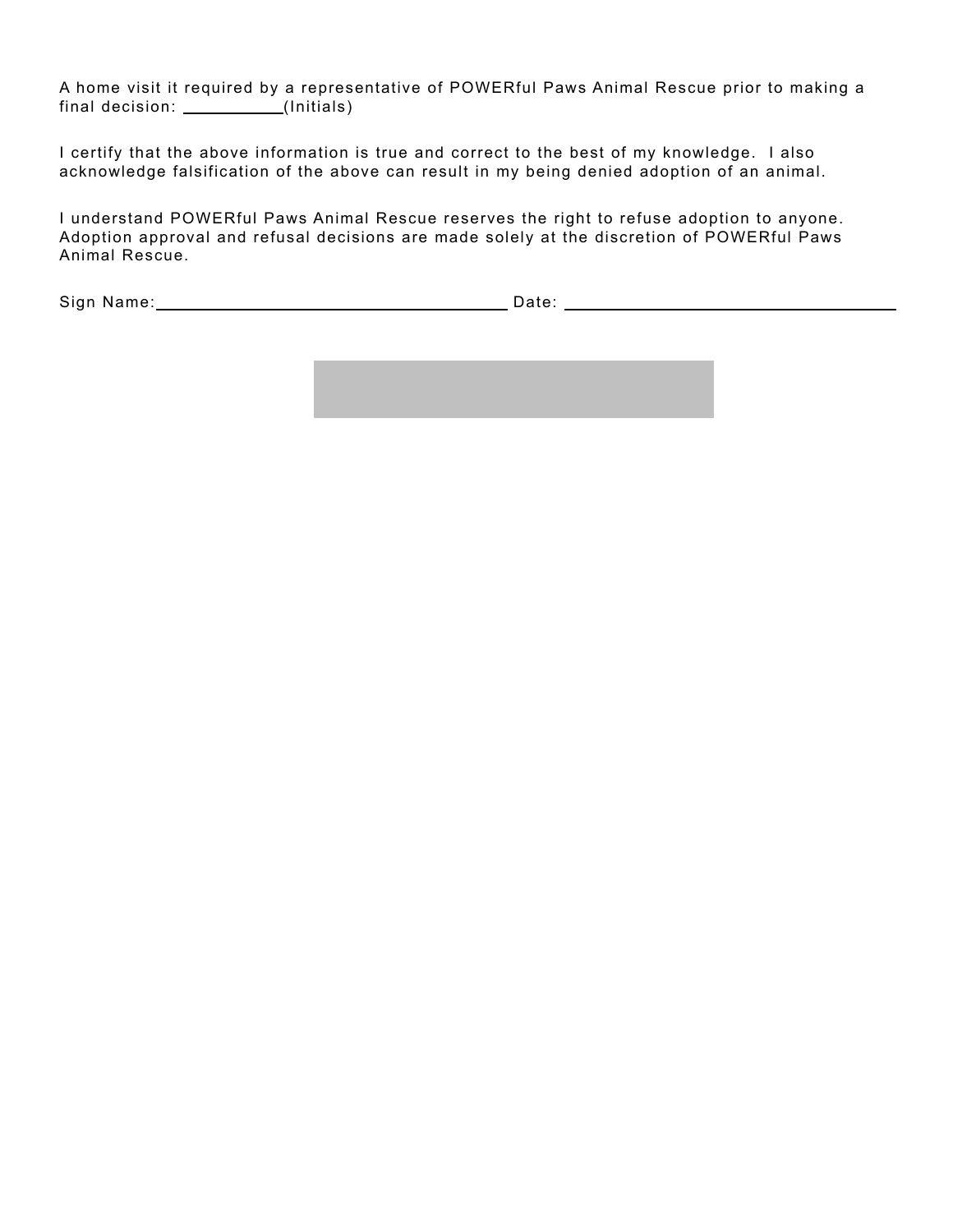A home visit it required by a representative of POWERful Paws Animal Rescue prior to making a final decision: __________(Initials)

I certify that the above information is true and correct to the best of my knowledge. I also acknowledge falsification of the above can result in my being denied adoption of an animal.

I understand POWERful Paws Animal Rescue reserves the right to refuse adoption to anyone. Adoption approval and refusal decisions are made solely at the discretion of POWERful Paws Animal Rescue.

Sign Name:________________________________ Date: ________________________________